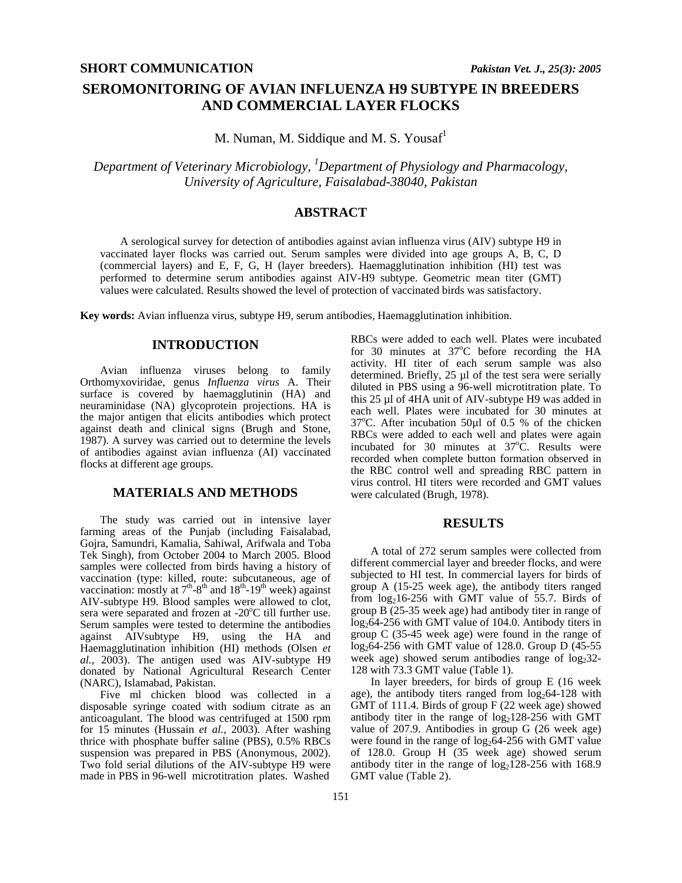SHORT COMMUNICATION

# SEROMONITORING OF AVIAN INFLUENZA H9 SUBTYPE IN BREEDERS AND COMMERCIAL LAYER FLOCKS

M. Numan, M. Siddique and M. S. Yousaf[1]

*Department of Veterinary Microbiology, [1]Department of Physiology and Pharmacology, University of Agriculture, Faisalabad-38040, Pakistan*

## ABSTRACT

A serological survey for detection of antibodies against avian influenza virus (AIV) subtype H9 in vaccinated layer flocks was carried out. Serum samples were divided into age groups A, B, C, D (commercial layers) and E, F, G, H (layer breeders). Haemagglutination inhibition (HI) test was performed to determine serum antibodies against AIV-H9 subtype. Geometric mean titer (GMT) values were calculated. Results showed the level of protection of vaccinated birds was satisfactory.

**Key words:** Avian influenza virus, subtype H9, serum antibodies, Haemagglutination inhibition.

## INTRODUCTION

Avian influenza viruses belong to family Orthomyxoviridae, genus *Influenza virus* A. Their surface is covered by haemagglutinin (HA) and neuraminidase (NA) glycoprotein projections. HA is the major antigen that elicits antibodies which protect against death and clinical signs (Brugh and Stone, 1987). A survey was carried out to determine the levels of antibodies against avian influenza (AI) vaccinated flocks at different age groups.

## MATERIALS AND METHODS

The study was carried out in intensive layer farming areas of the Punjab (including Faisalabad, Gojra, Samundri, Kamalia, Sahiwal, Arifwala and Toba Tek Singh), from October 2004 to March 2005. Blood samples were collected from birds having a history of vaccination (type: killed, route: subcutaneous, age of vaccination: mostly at $7^{th}$-$8^{th}$ and $18^{th}$-$19^{th}$ week) against AIV-subtype H9. Blood samples were allowed to clot, sera were separated and frozen at -20°C till further use. Serum samples were tested to determine the antibodies against AIVsubtype H9, using the HA and Haemagglutination inhibition (HI) methods (Olsen *et al.*, 2003). The antigen used was AIV-subtype H9 donated by National Agricultural Research Center (NARC), Islamabad, Pakistan.

Five ml chicken blood was collected in a disposable syringe coated with sodium citrate as an anticoagulant. The blood was centrifuged at 1500 rpm for 15 minutes (Hussain *et al.*, 2003). After washing thrice with phosphate buffer saline (PBS), 0.5% RBCs suspension was prepared in PBS (Anonymous, 2002). Two fold serial dilutions of the AIV-subtype H9 were made in PBS in 96-well microtitration plates. Washed RBCs were added to each well. Plates were incubated for 30 minutes at 37°C before recording the HA activity. HI titer of each serum sample was also determined. Briefly, 25 µl of the test sera were serially diluted in PBS using a 96-well microtitration plate. To this 25 µl of 4HA unit of AIV-subtype H9 was added in each well. Plates were incubated for 30 minutes at 37°C. After incubation 50µl of 0.5 % of the chicken RBCs were added to each well and plates were again incubated for 30 minutes at 37°C. Results were recorded when complete button formation observed in the RBC control well and spreading RBC pattern in virus control. HI titers were recorded and GMT values were calculated (Brugh, 1978).

## RESULTS

A total of 272 serum samples were collected from different commercial layer and breeder flocks, and were subjected to HI test. In commercial layers for birds of group A (15-25 week age), the antibody titers ranged from $\log_2$16-256 with GMT value of 55.7. Birds of group B (25-35 week age) had antibody titer in range of $\log_2$64-256 with GMT value of 104.0. Antibody titers in group C (35-45 week age) were found in the range of $\log_2$64-256 with GMT value of 128.0. Group D (45-55 week age) showed serum antibodies range of $\log_2$32-128 with 73.3 GMT value (Table 1).

In layer breeders, for birds of group E (16 week age), the antibody titers ranged from $\log_2$64-128 with GMT of 111.4. Birds of group F (22 week age) showed antibody titer in the range of $\log_2$128-256 with GMT value of 207.9. Antibodies in group G (26 week age) were found in the range of $\log_2$64-256 with GMT value of 128.0. Group H (35 week age) showed serum antibody titer in the range of $\log_2$128-256 with 168.9 GMT value (Table 2).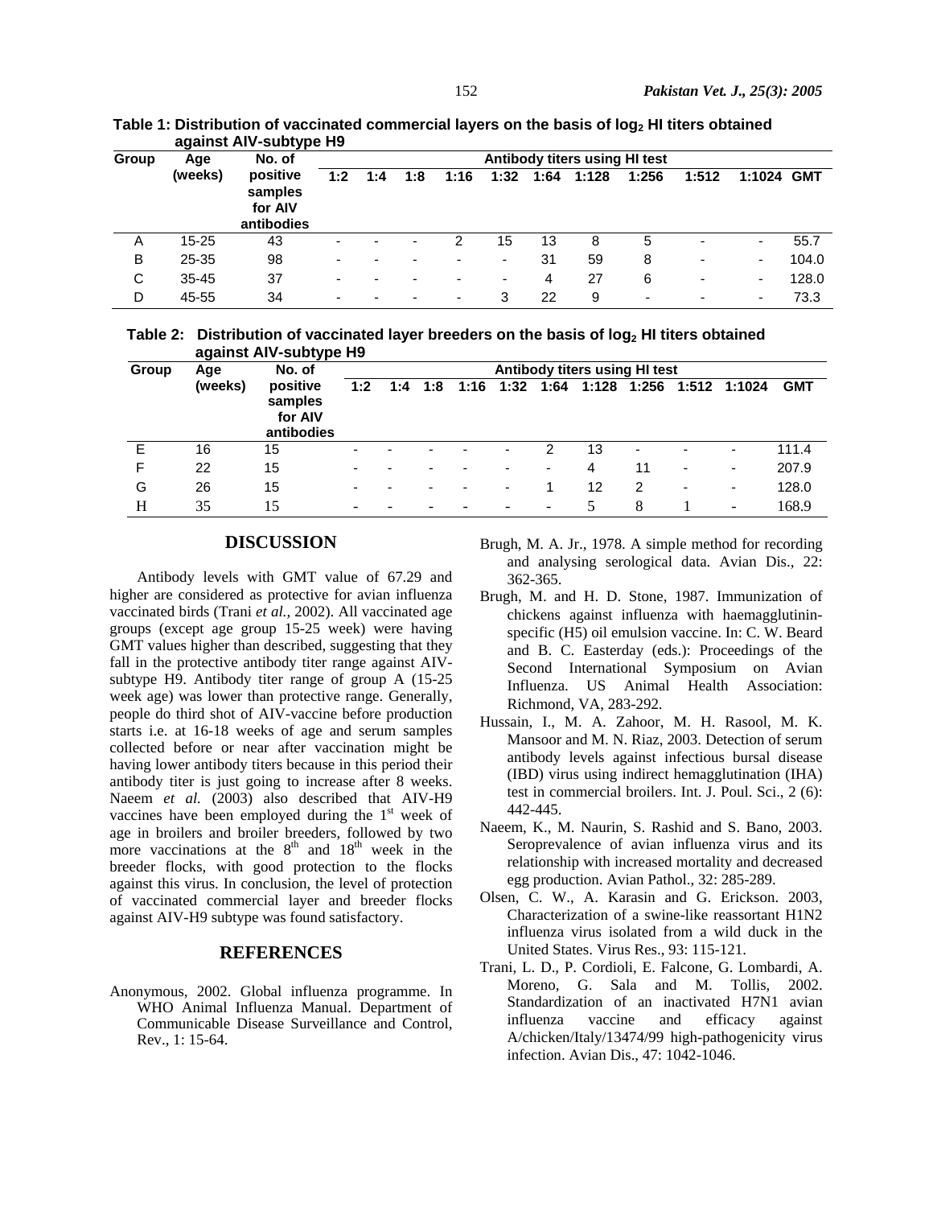**Table 1: Distribution of vaccinated commercial layers on the basis of $log_2$ HI titers obtained against AIV-subtype H9**

| Group | Age (weeks) | No. of positive samples for AIV antibodies | Antibody titers using HI test | | | | | | | | | | |
|---|---|---|---|---|---|---|---|---|---|---|---|---|---|
| | | | 1:2 | 1:4 | 1:8 | 1:16 | 1:32 | 1:64 | 1:128 | 1:256 | 1:512 | 1:1024 | GMT |
| A | 15-25 | 43 | - | - | - | 2 | 15 | 13 | 8 | 5 | - | - | 55.7 |
| B | 25-35 | 98 | - | - | - | - | - | 31 | 59 | 8 | - | - | 104.0 |
| C | 35-45 | 37 | - | - | - | - | - | 4 | 27 | 6 | - | - | 128.0 |
| D | 45-55 | 34 | - | - | - | - | 3 | 22 | 9 | - | - | - | 73.3 |

**Table 2: Distribution of vaccinated layer breeders on the basis of $log_2$ HI titers obtained against AIV-subtype H9**

| Group | Age (weeks) | No. of positive samples for AIV antibodies | Antibody titers using HI test | | | | | | | | | | |
|---|---|---|---|---|---|---|---|---|---|---|---|---|---|
| | | | 1:2 | 1:4 | 1:8 | 1:16 | 1:32 | 1:64 | 1:128 | 1:256 | 1:512 | 1:1024 | GMT |
| E | 16 | 15 | - | - | - | - | - | 2 | 13 | - | - | - | 111.4 |
| F | 22 | 15 | - | - | - | - | - | - | 4 | 11 | - | - | 207.9 |
| G | 26 | 15 | - | - | - | - | - | 1 | 12 | 2 | - | - | 128.0 |
| H | 35 | 15 | - | - | - | - | - | - | 5 | 8 | 1 | - | 168.9 |

## DISCUSSION

Antibody levels with GMT value of 67.29 and higher are considered as protective for avian influenza vaccinated birds (Trani *et al.,* 2002). All vaccinated age groups (except age group 15-25 week) were having GMT values higher than described, suggesting that they fall in the protective antibody titer range against AIV-subtype H9. Antibody titer range of group A (15-25 week age) was lower than protective range. Generally, people do third shot of AIV-vaccine before production starts i.e. at 16-18 weeks of age and serum samples collected before or near after vaccination might be having lower antibody titers because in this period their antibody titer is just going to increase after 8 weeks. Naeem *et al.* (2003) also described that AIV-H9 vaccines have been employed during the 1st week of age in broilers and broiler breeders, followed by two more vaccinations at the 8th and 18th week in the breeder flocks, with good protection to the flocks against this virus. In conclusion, the level of protection of vaccinated commercial layer and breeder flocks against AIV-H9 subtype was found satisfactory.

## REFERENCES

Anonymous, 2002. Global influenza programme. In WHO Animal Influenza Manual. Department of Communicable Disease Surveillance and Control, Rev., 1: 15-64.

Brugh, M. A. Jr., 1978. A simple method for recording and analysing serological data. Avian Dis., 22: 362-365.

Brugh, M. and H. D. Stone, 1987. Immunization of chickens against influenza with haemagglutinin-specific (H5) oil emulsion vaccine. In: C. W. Beard and B. C. Easterday (eds.): Proceedings of the Second International Symposium on Avian Influenza. US Animal Health Association: Richmond, VA, 283-292.

Hussain, I., M. A. Zahoor, M. H. Rasool, M. K. Mansoor and M. N. Riaz, 2003. Detection of serum antibody levels against infectious bursal disease (IBD) virus using indirect hemagglutination (IHA) test in commercial broilers. Int. J. Poul. Sci., 2 (6): 442-445.

Naeem, K., M. Naurin, S. Rashid and S. Bano, 2003. Seroprevalence of avian influenza virus and its relationship with increased mortality and decreased egg production. Avian Pathol., 32: 285-289.

Olsen, C. W., A. Karasin and G. Erickson. 2003, Characterization of a swine-like reassortant H1N2 influenza virus isolated from a wild duck in the United States. Virus Res., 93: 115-121.

Trani, L. D., P. Cordioli, E. Falcone, G. Lombardi, A. Moreno, G. Sala and M. Tollis, 2002. Standardization of an inactivated H7N1 avian influenza vaccine and efficacy against A/chicken/Italy/13474/99 high-pathogenicity virus infection. Avian Dis., 47: 1042-1046.